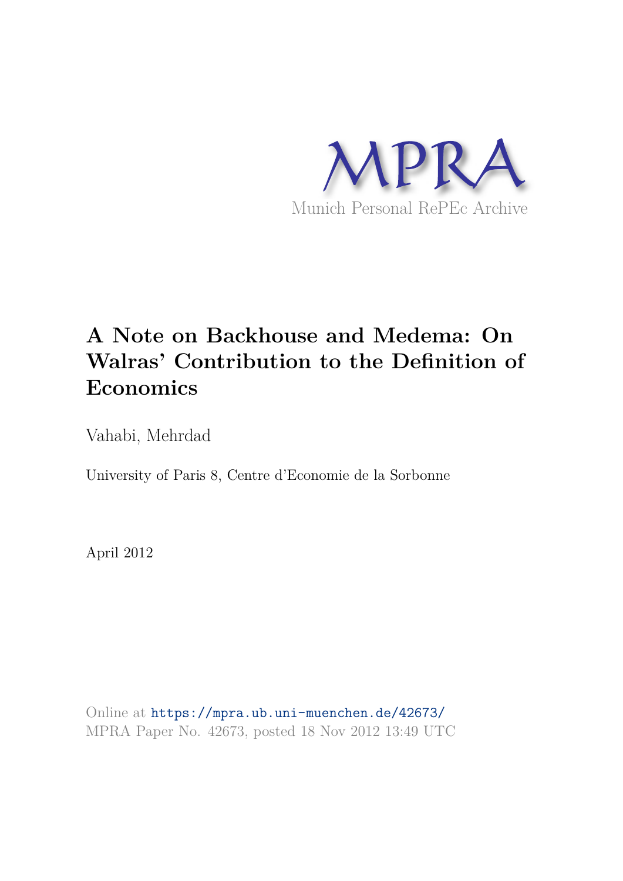MPRA

Munich Personal RePEc Archive

# A Note on Backhouse and Medema: On Walras' Contribution to the Definition of Economics

Vahabi, Mehrdad

University of Paris 8, Centre d'Economie de la Sorbonne

April 2012

Online at https://mpra.ub.uni-muenchen.de/42673/
MPRA Paper No. 42673, posted 18 Nov 2012 13:49 UTC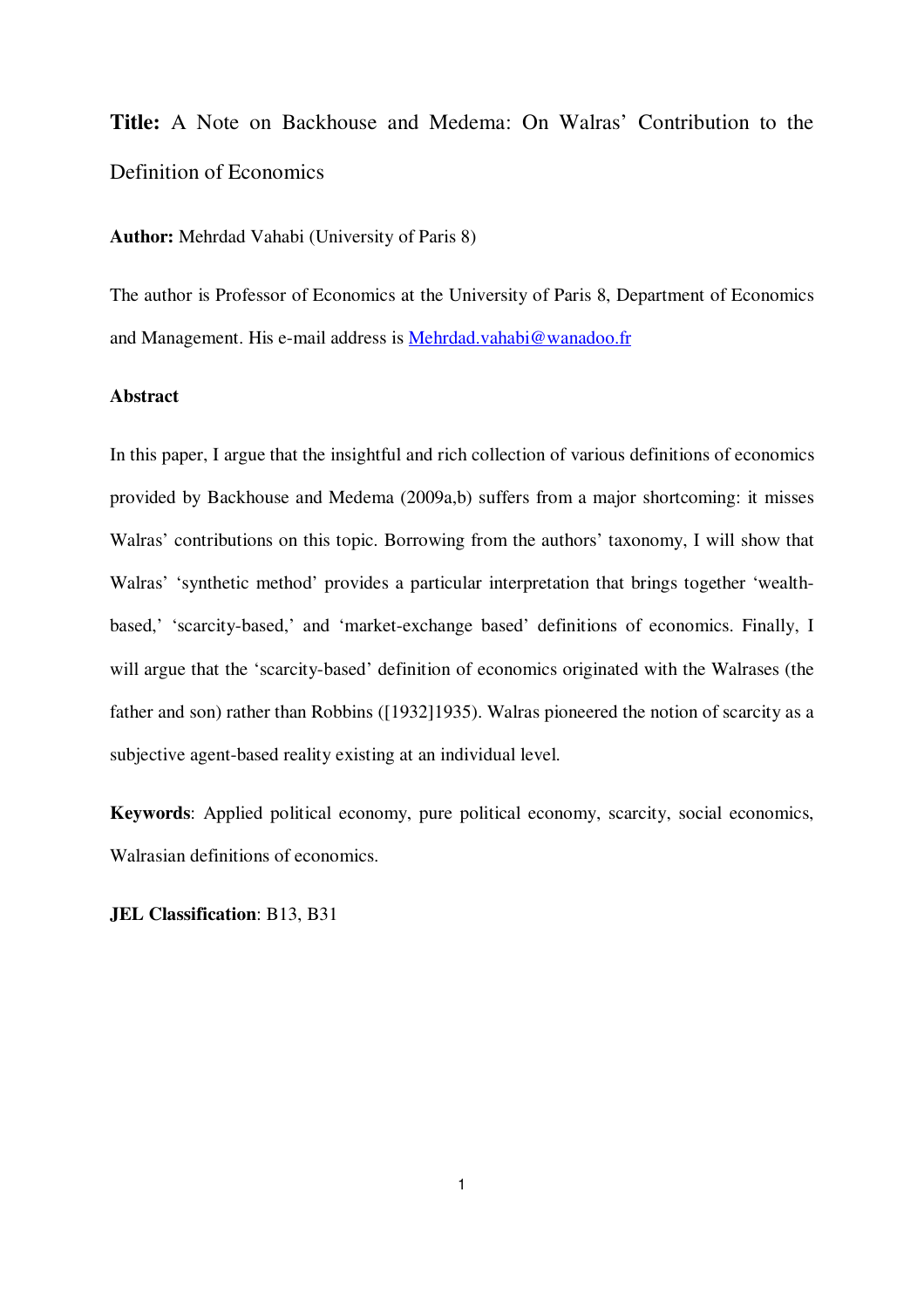**Title:** A Note on Backhouse and Medema: On Walras' Contribution to the Definition of Economics

**Author:** Mehrdad Vahabi (University of Paris 8)

The author is Professor of Economics at the University of Paris 8, Department of Economics and Management. His e-mail address is Mehrdad.vahabi@wanadoo.fr

**Abstract**

In this paper, I argue that the insightful and rich collection of various definitions of economics provided by Backhouse and Medema (2009a,b) suffers from a major shortcoming: it misses Walras' contributions on this topic. Borrowing from the authors' taxonomy, I will show that Walras' 'synthetic method' provides a particular interpretation that brings together 'wealth-based,' 'scarcity-based,' and 'market-exchange based' definitions of economics. Finally, I will argue that the 'scarcity-based' definition of economics originated with the Walrases (the father and son) rather than Robbins ([1932]1935). Walras pioneered the notion of scarcity as a subjective agent-based reality existing at an individual level.

**Keywords**: Applied political economy, pure political economy, scarcity, social economics, Walrasian definitions of economics.

**JEL Classification**: B13, B31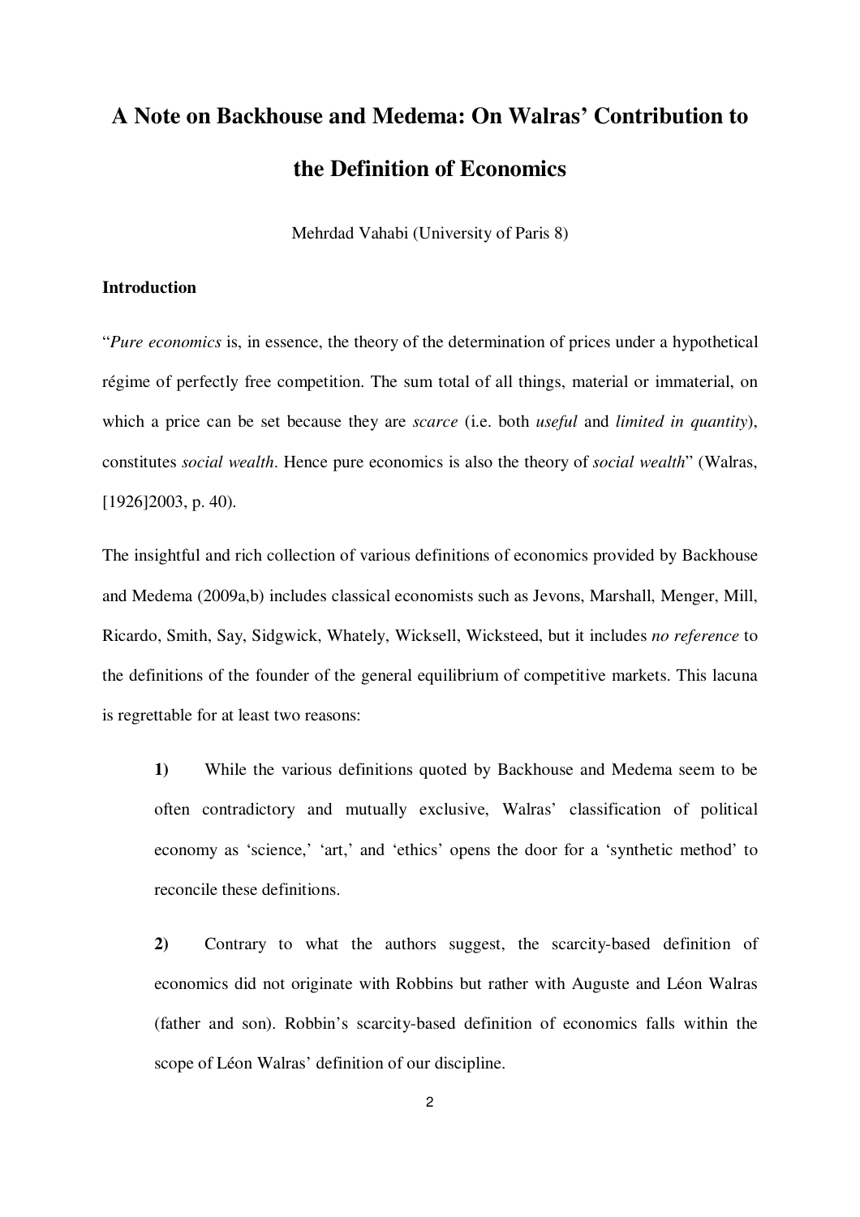# A Note on Backhouse and Medema: On Walras' Contribution to the Definition of Economics

Mehrdad Vahabi (University of Paris 8)

**Introduction**

"*Pure economics* is, in essence, the theory of the determination of prices under a hypothetical régime of perfectly free competition. The sum total of all things, material or immaterial, on which a price can be set because they are *scarce* (i.e. both *useful* and *limited in quantity*), constitutes *social wealth*. Hence pure economics is also the theory of *social wealth*" (Walras, [1926]2003, p. 40).

The insightful and rich collection of various definitions of economics provided by Backhouse and Medema (2009a,b) includes classical economists such as Jevons, Marshall, Menger, Mill, Ricardo, Smith, Say, Sidgwick, Whately, Wicksell, Wicksteed, but it includes *no reference* to the definitions of the founder of the general equilibrium of competitive markets. This lacuna is regrettable for at least two reasons:

**1)** While the various definitions quoted by Backhouse and Medema seem to be often contradictory and mutually exclusive, Walras' classification of political economy as 'science,' 'art,' and 'ethics' opens the door for a 'synthetic method' to reconcile these definitions.

**2)** Contrary to what the authors suggest, the scarcity-based definition of economics did not originate with Robbins but rather with Auguste and Léon Walras (father and son). Robbin's scarcity-based definition of economics falls within the scope of Léon Walras' definition of our discipline.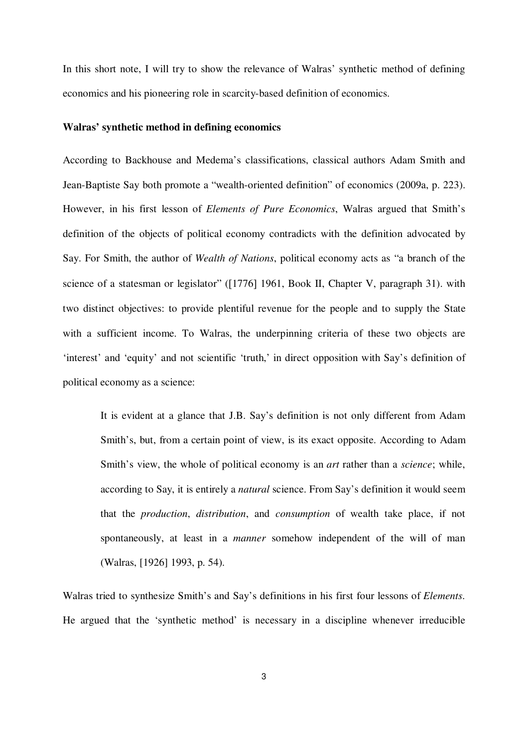In this short note, I will try to show the relevance of Walras' synthetic method of defining economics and his pioneering role in scarcity-based definition of economics.

**Walras' synthetic method in defining economics**

According to Backhouse and Medema's classifications, classical authors Adam Smith and Jean-Baptiste Say both promote a "wealth-oriented definition" of economics (2009a, p. 223). However, in his first lesson of *Elements of Pure Economics*, Walras argued that Smith's definition of the objects of political economy contradicts with the definition advocated by Say. For Smith, the author of *Wealth of Nations*, political economy acts as "a branch of the science of a statesman or legislator" ([1776] 1961, Book II, Chapter V, paragraph 31). with two distinct objectives: to provide plentiful revenue for the people and to supply the State with a sufficient income. To Walras, the underpinning criteria of these two objects are 'interest' and 'equity' and not scientific 'truth,' in direct opposition with Say's definition of political economy as a science:

> It is evident at a glance that J.B. Say's definition is not only different from Adam Smith's, but, from a certain point of view, is its exact opposite. According to Adam Smith's view, the whole of political economy is an *art* rather than a *science*; while, according to Say, it is entirely a *natural* science. From Say's definition it would seem that the *production*, *distribution*, and *consumption* of wealth take place, if not spontaneously, at least in a *manner* somehow independent of the will of man (Walras, [1926] 1993, p. 54).

Walras tried to synthesize Smith's and Say's definitions in his first four lessons of *Elements*. He argued that the 'synthetic method' is necessary in a discipline whenever irreducible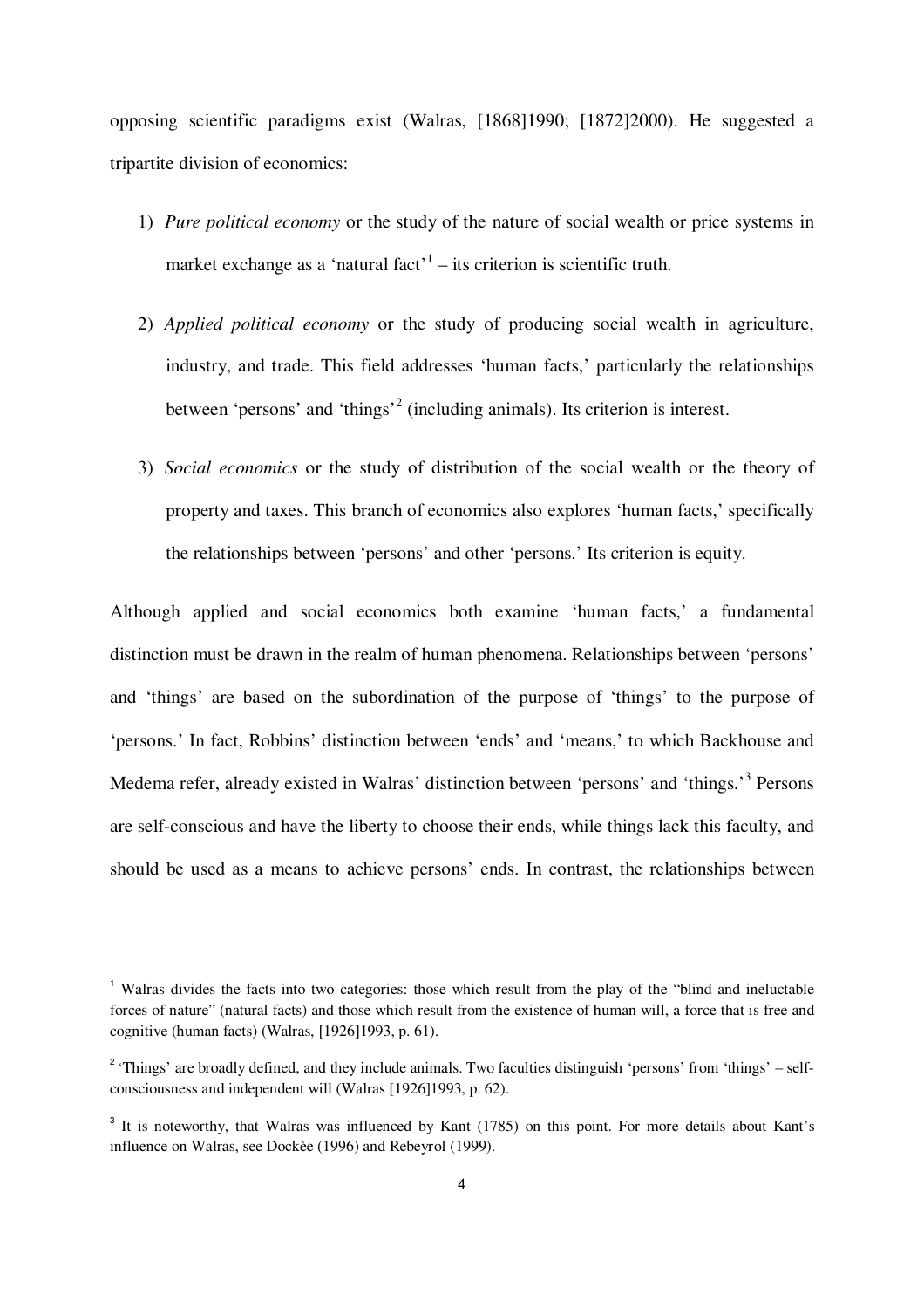opposing scientific paradigms exist (Walras, [1868]1990; [1872]2000). He suggested a tripartite division of economics:

1) *Pure political economy* or the study of the nature of social wealth or price systems in market exchange as a 'natural fact'[1] – its criterion is scientific truth.

2) *Applied political economy* or the study of producing social wealth in agriculture, industry, and trade. This field addresses 'human facts,' particularly the relationships between 'persons' and 'things'[2] (including animals). Its criterion is interest.

3) *Social economics* or the study of distribution of the social wealth or the theory of property and taxes. This branch of economics also explores 'human facts,' specifically the relationships between 'persons' and other 'persons.' Its criterion is equity.

Although applied and social economics both examine 'human facts,' a fundamental distinction must be drawn in the realm of human phenomena. Relationships between 'persons' and 'things' are based on the subordination of the purpose of 'things' to the purpose of 'persons.' In fact, Robbins' distinction between 'ends' and 'means,' to which Backhouse and Medema refer, already existed in Walras' distinction between 'persons' and 'things.'[3] Persons are self-conscious and have the liberty to choose their ends, while things lack this faculty, and should be used as a means to achieve persons' ends. In contrast, the relationships between

---

[1] Walras divides the facts into two categories: those which result from the play of the "blind and ineluctable forces of nature" (natural facts) and those which result from the existence of human will, a force that is free and cognitive (human facts) (Walras, [1926]1993, p. 61).

[2] 'Things' are broadly defined, and they include animals. Two faculties distinguish 'persons' from 'things' – self-consciousness and independent will (Walras [1926]1993, p. 62).

[3] It is noteworthy, that Walras was influenced by Kant (1785) on this point. For more details about Kant's influence on Walras, see Dockès (1996) and Rebeyrol (1999).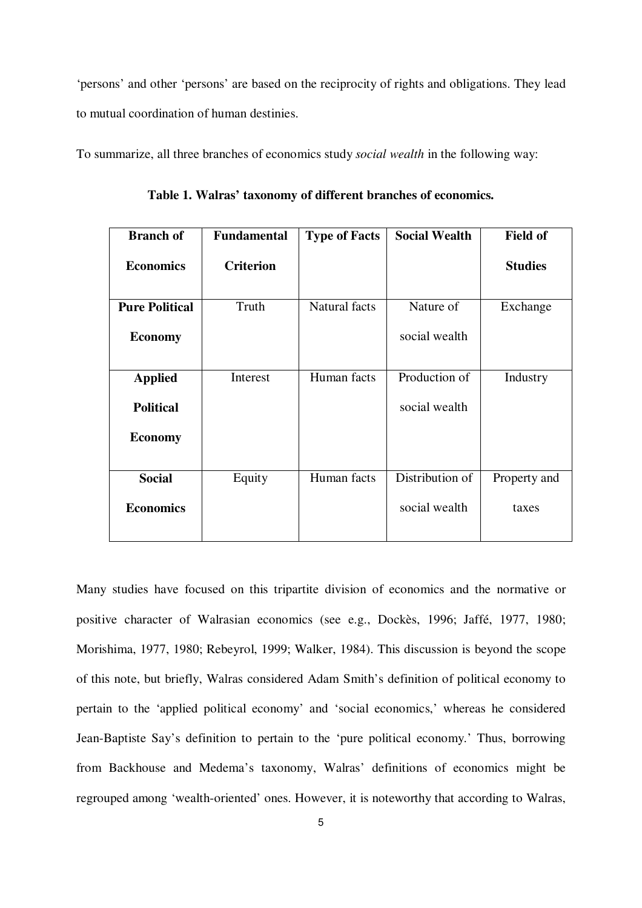'persons' and other 'persons' are based on the reciprocity of rights and obligations. They lead to mutual coordination of human destinies.

To summarize, all three branches of economics study *social wealth* in the following way:

**Table 1. Walras' taxonomy of different branches of economics.**

| Branch of Economics | Fundamental Criterion | Type of Facts | Social Wealth | Field of Studies |
|---|---|---|---|---|
| **Pure Political Economy** | Truth | Natural facts | Nature of social wealth | Exchange |
| **Applied Political Economy** | Interest | Human facts | Production of social wealth | Industry |
| **Social Economics** | Equity | Human facts | Distribution of social wealth | Property and taxes |

Many studies have focused on this tripartite division of economics and the normative or positive character of Walrasian economics (see e.g., Dockès, 1996; Jaffé, 1977, 1980; Morishima, 1977, 1980; Rebeyrol, 1999; Walker, 1984). This discussion is beyond the scope of this note, but briefly, Walras considered Adam Smith's definition of political economy to pertain to the 'applied political economy' and 'social economics,' whereas he considered Jean-Baptiste Say's definition to pertain to the 'pure political economy.' Thus, borrowing from Backhouse and Medema's taxonomy, Walras' definitions of economics might be regrouped among 'wealth-oriented' ones. However, it is noteworthy that according to Walras,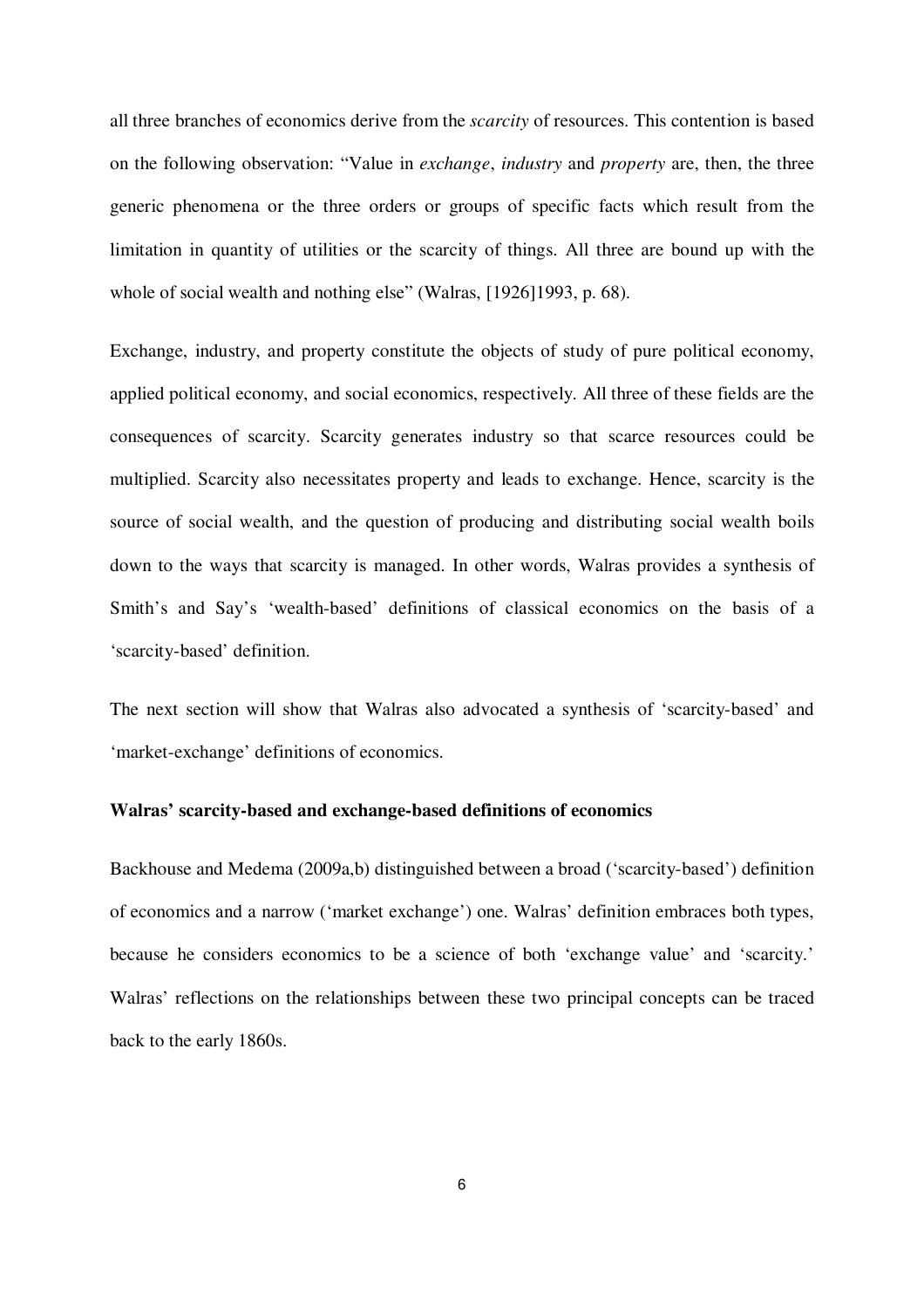all three branches of economics derive from the *scarcity* of resources. This contention is based on the following observation: "Value in *exchange*, *industry* and *property* are, then, the three generic phenomena or the three orders or groups of specific facts which result from the limitation in quantity of utilities or the scarcity of things. All three are bound up with the whole of social wealth and nothing else" (Walras, [1926]1993, p. 68).

Exchange, industry, and property constitute the objects of study of pure political economy, applied political economy, and social economics, respectively. All three of these fields are the consequences of scarcity. Scarcity generates industry so that scarce resources could be multiplied. Scarcity also necessitates property and leads to exchange. Hence, scarcity is the source of social wealth, and the question of producing and distributing social wealth boils down to the ways that scarcity is managed. In other words, Walras provides a synthesis of Smith's and Say's 'wealth-based' definitions of classical economics on the basis of a 'scarcity-based' definition.

The next section will show that Walras also advocated a synthesis of 'scarcity-based' and 'market-exchange' definitions of economics.

**Walras' scarcity-based and exchange-based definitions of economics**

Backhouse and Medema (2009a,b) distinguished between a broad ('scarcity-based') definition of economics and a narrow ('market exchange') one. Walras' definition embraces both types, because he considers economics to be a science of both 'exchange value' and 'scarcity.' Walras' reflections on the relationships between these two principal concepts can be traced back to the early 1860s.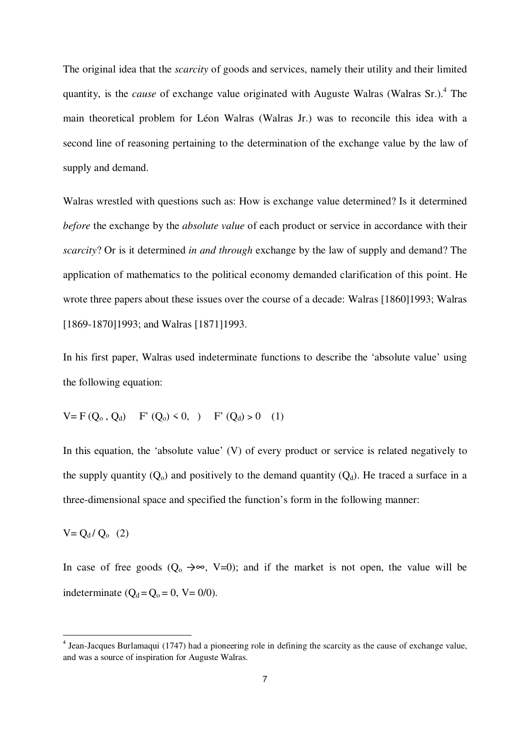The original idea that the *scarcity* of goods and services, namely their utility and their limited quantity, is the *cause* of exchange value originated with Auguste Walras (Walras Sr.).[4] The main theoretical problem for Léon Walras (Walras Jr.) was to reconcile this idea with a second line of reasoning pertaining to the determination of the exchange value by the law of supply and demand.

Walras wrestled with questions such as: How is exchange value determined? Is it determined *before* the exchange by the *absolute value* of each product or service in accordance with their *scarcity*? Or is it determined *in and through* exchange by the law of supply and demand? The application of mathematics to the political economy demanded clarification of this point. He wrote three papers about these issues over the course of a decade: Walras [1860]1993; Walras [1869-1870]1993; and Walras [1871]1993.

In his first paper, Walras used indeterminate functions to describe the 'absolute value' using the following equation:

$$V = F(Q_o, Q_d) \quad F'(Q_o) < 0, \;) \quad F'(Q_d) > 0 \quad (1)$$

In this equation, the 'absolute value' (V) of every product or service is related negatively to the supply quantity ($Q_o$) and positively to the demand quantity ($Q_d$). He traced a surface in a three-dimensional space and specified the function's form in the following manner:

$$V = Q_d / Q_o \quad (2)$$

In case of free goods ($Q_o \rightarrow \infty$, $V=0$); and if the market is not open, the value will be indeterminate ($Q_d = Q_o = 0$, $V = 0/0$).

---

[4] Jean-Jacques Burlamaqui (1747) had a pioneering role in defining the scarcity as the cause of exchange value, and was a source of inspiration for Auguste Walras.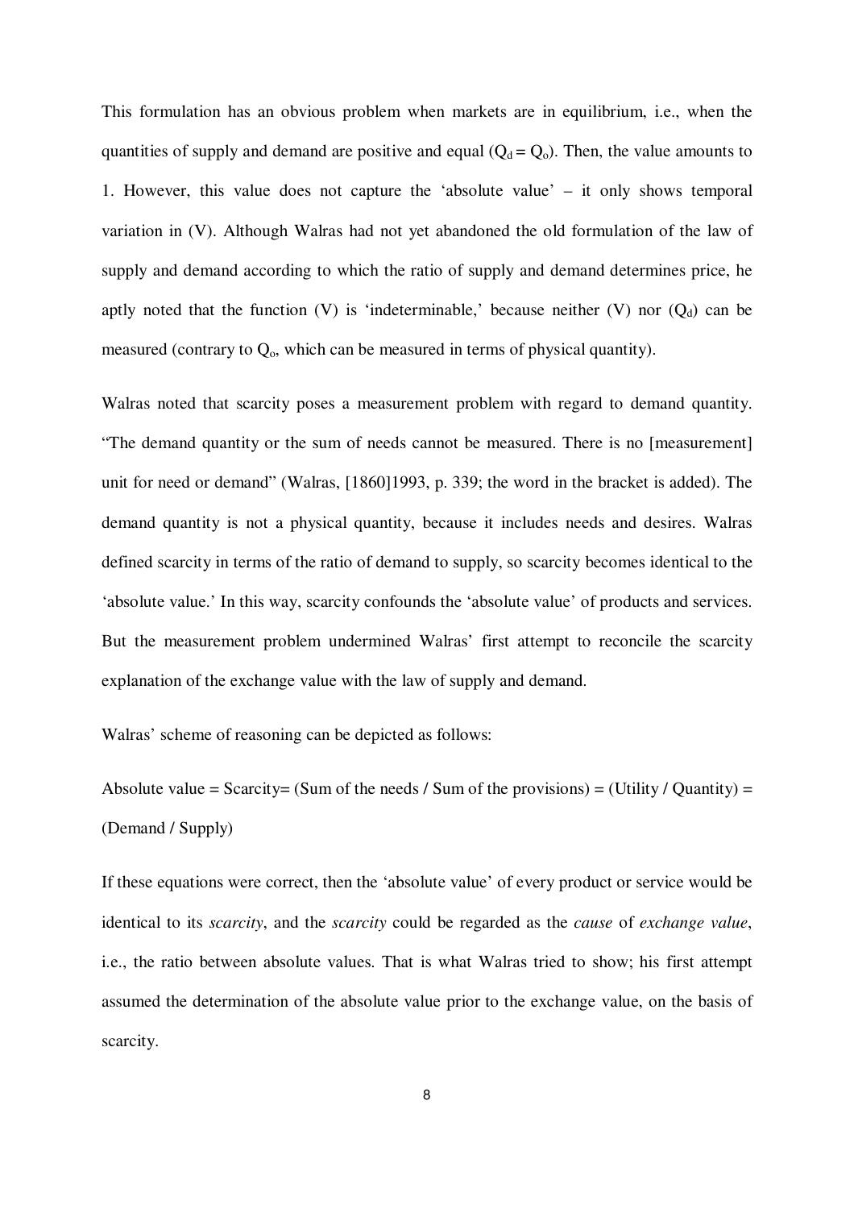This formulation has an obvious problem when markets are in equilibrium, i.e., when the quantities of supply and demand are positive and equal ($Q_d = Q_o$). Then, the value amounts to 1. However, this value does not capture the 'absolute value' – it only shows temporal variation in (V). Although Walras had not yet abandoned the old formulation of the law of supply and demand according to which the ratio of supply and demand determines price, he aptly noted that the function (V) is 'indeterminable,' because neither (V) nor ($Q_d$) can be measured (contrary to $Q_o$, which can be measured in terms of physical quantity).

Walras noted that scarcity poses a measurement problem with regard to demand quantity. "The demand quantity or the sum of needs cannot be measured. There is no [measurement] unit for need or demand" (Walras, [1860]1993, p. 339; the word in the bracket is added). The demand quantity is not a physical quantity, because it includes needs and desires. Walras defined scarcity in terms of the ratio of demand to supply, so scarcity becomes identical to the 'absolute value.' In this way, scarcity confounds the 'absolute value' of products and services. But the measurement problem undermined Walras' first attempt to reconcile the scarcity explanation of the exchange value with the law of supply and demand.

Walras' scheme of reasoning can be depicted as follows:

Absolute value = Scarcity= (Sum of the needs / Sum of the provisions) = (Utility / Quantity) = (Demand / Supply)

If these equations were correct, then the 'absolute value' of every product or service would be identical to its *scarcity*, and the *scarcity* could be regarded as the *cause* of *exchange value*, i.e., the ratio between absolute values. That is what Walras tried to show; his first attempt assumed the determination of the absolute value prior to the exchange value, on the basis of scarcity.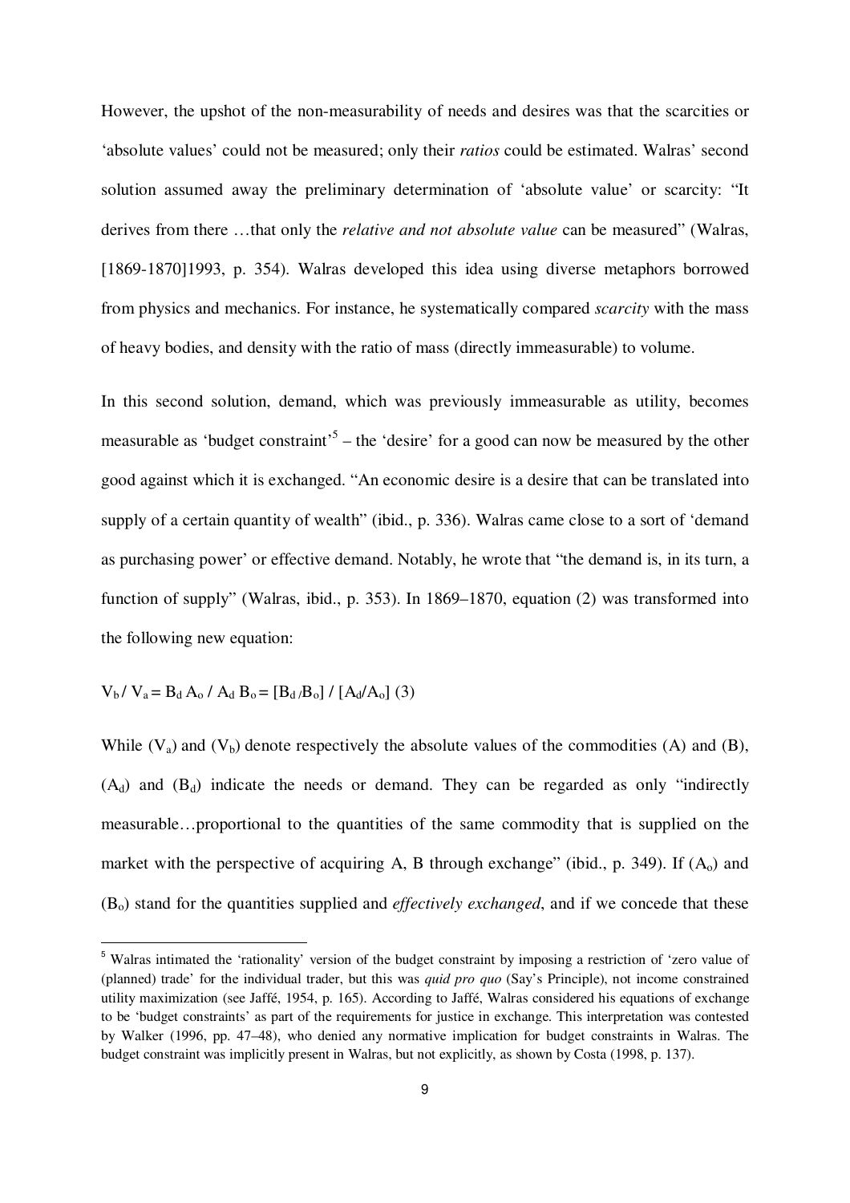However, the upshot of the non-measurability of needs and desires was that the scarcities or 'absolute values' could not be measured; only their *ratios* could be estimated. Walras' second solution assumed away the preliminary determination of 'absolute value' or scarcity: "It derives from there …that only the *relative and not absolute value* can be measured" (Walras, [1869-1870]1993, p. 354). Walras developed this idea using diverse metaphors borrowed from physics and mechanics. For instance, he systematically compared *scarcity* with the mass of heavy bodies, and density with the ratio of mass (directly immeasurable) to volume.

In this second solution, demand, which was previously immeasurable as utility, becomes measurable as 'budget constraint'[5] – the 'desire' for a good can now be measured by the other good against which it is exchanged. "An economic desire is a desire that can be translated into supply of a certain quantity of wealth" (ibid., p. 336). Walras came close to a sort of 'demand as purchasing power' or effective demand. Notably, he wrote that "the demand is, in its turn, a function of supply" (Walras, ibid., p. 353). In 1869–1870, equation (2) was transformed into the following new equation:

$$V_b / V_a = B_d A_o / A_d B_o = [B_d / B_o] / [A_d / A_o] \quad (3)$$

While ($V_a$) and ($V_b$) denote respectively the absolute values of the commodities (A) and (B), ($A_d$) and ($B_d$) indicate the needs or demand. They can be regarded as only "indirectly measurable…proportional to the quantities of the same commodity that is supplied on the market with the perspective of acquiring A, B through exchange" (ibid., p. 349). If ($A_o$) and ($B_o$) stand for the quantities supplied and *effectively exchanged*, and if we concede that these

[5] Walras intimated the 'rationality' version of the budget constraint by imposing a restriction of 'zero value of (planned) trade' for the individual trader, but this was *quid pro quo* (Say's Principle), not income constrained utility maximization (see Jaffé, 1954, p. 165). According to Jaffé, Walras considered his equations of exchange to be 'budget constraints' as part of the requirements for justice in exchange. This interpretation was contested by Walker (1996, pp. 47–48), who denied any normative implication for budget constraints in Walras. The budget constraint was implicitly present in Walras, but not explicitly, as shown by Costa (1998, p. 137).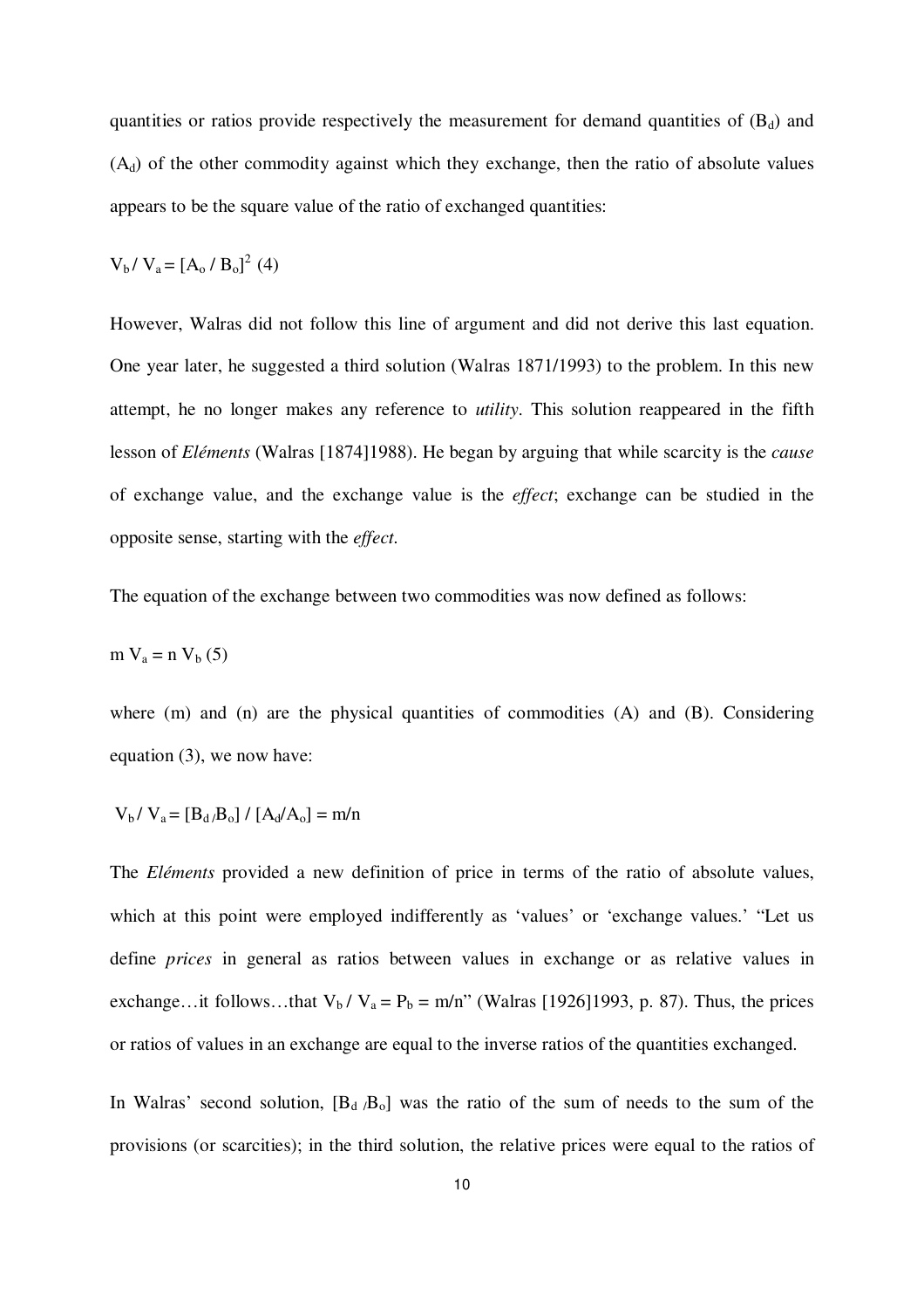quantities or ratios provide respectively the measurement for demand quantities of ($B_d$) and ($A_d$) of the other commodity against which they exchange, then the ratio of absolute values appears to be the square value of the ratio of exchanged quantities:

$$V_b / V_a = [A_o / B_o]^2 \quad (4)$$

However, Walras did not follow this line of argument and did not derive this last equation. One year later, he suggested a third solution (Walras 1871/1993) to the problem. In this new attempt, he no longer makes any reference to *utility*. This solution reappeared in the fifth lesson of *Eléments* (Walras [1874]1988). He began by arguing that while scarcity is the *cause* of exchange value, and the exchange value is the *effect*; exchange can be studied in the opposite sense, starting with the *effect*.

The equation of the exchange between two commodities was now defined as follows:

$$m\, V_a = n\, V_b \quad (5)$$

where (m) and (n) are the physical quantities of commodities (A) and (B). Considering equation (3), we now have:

$$V_b / V_a = [B_d / B_o] / [A_d / A_o] = m/n$$

The *Eléments* provided a new definition of price in terms of the ratio of absolute values, which at this point were employed indifferently as 'values' or 'exchange values.' "Let us define *prices* in general as ratios between values in exchange or as relative values in exchange…it follows…that $V_b / V_a = P_b = m/n$" (Walras [1926]1993, p. 87). Thus, the prices or ratios of values in an exchange are equal to the inverse ratios of the quantities exchanged.

In Walras' second solution, $[B_d / B_o]$ was the ratio of the sum of needs to the sum of the provisions (or scarcities); in the third solution, the relative prices were equal to the ratios of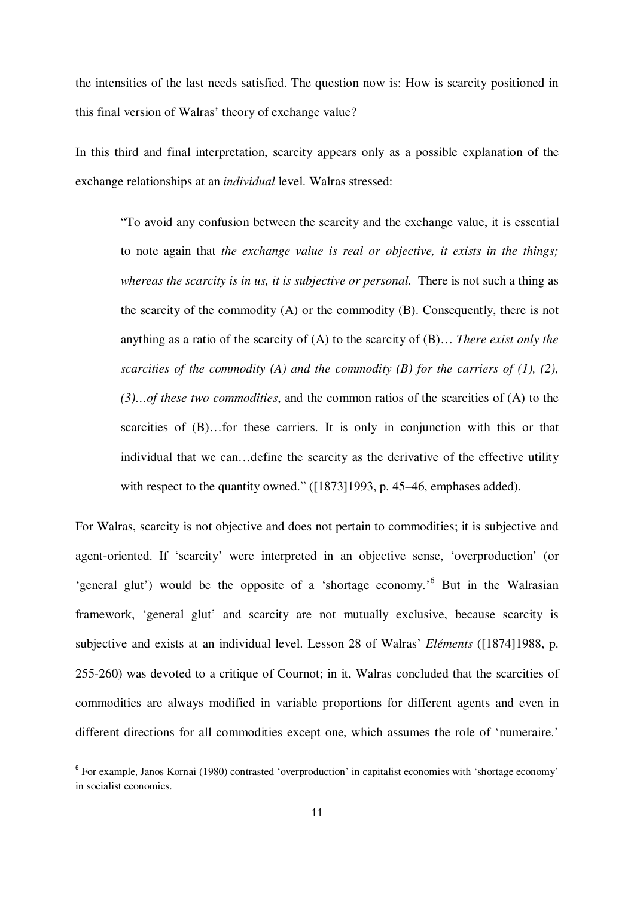the intensities of the last needs satisfied. The question now is: How is scarcity positioned in this final version of Walras' theory of exchange value?

In this third and final interpretation, scarcity appears only as a possible explanation of the exchange relationships at an *individual* level. Walras stressed:

> "To avoid any confusion between the scarcity and the exchange value, it is essential to note again that *the exchange value is real or objective, it exists in the things; whereas the scarcity is in us, it is subjective or personal*. There is not such a thing as the scarcity of the commodity (A) or the commodity (B). Consequently, there is not anything as a ratio of the scarcity of (A) to the scarcity of (B)… *There exist only the scarcities of the commodity (A) and the commodity (B) for the carriers of (1), (2), (3)…of these two commodities*, and the common ratios of the scarcities of (A) to the scarcities of (B)…for these carriers. It is only in conjunction with this or that individual that we can…define the scarcity as the derivative of the effective utility with respect to the quantity owned." ([1873]1993, p. 45–46, emphases added).

For Walras, scarcity is not objective and does not pertain to commodities; it is subjective and agent-oriented. If 'scarcity' were interpreted in an objective sense, 'overproduction' (or 'general glut') would be the opposite of a 'shortage economy.'[6] But in the Walrasian framework, 'general glut' and scarcity are not mutually exclusive, because scarcity is subjective and exists at an individual level. Lesson 28 of Walras' *Eléments* ([1874]1988, p. 255-260) was devoted to a critique of Cournot; in it, Walras concluded that the scarcities of commodities are always modified in variable proportions for different agents and even in different directions for all commodities except one, which assumes the role of 'numeraire.'

[6] For example, Janos Kornai (1980) contrasted 'overproduction' in capitalist economies with 'shortage economy' in socialist economies.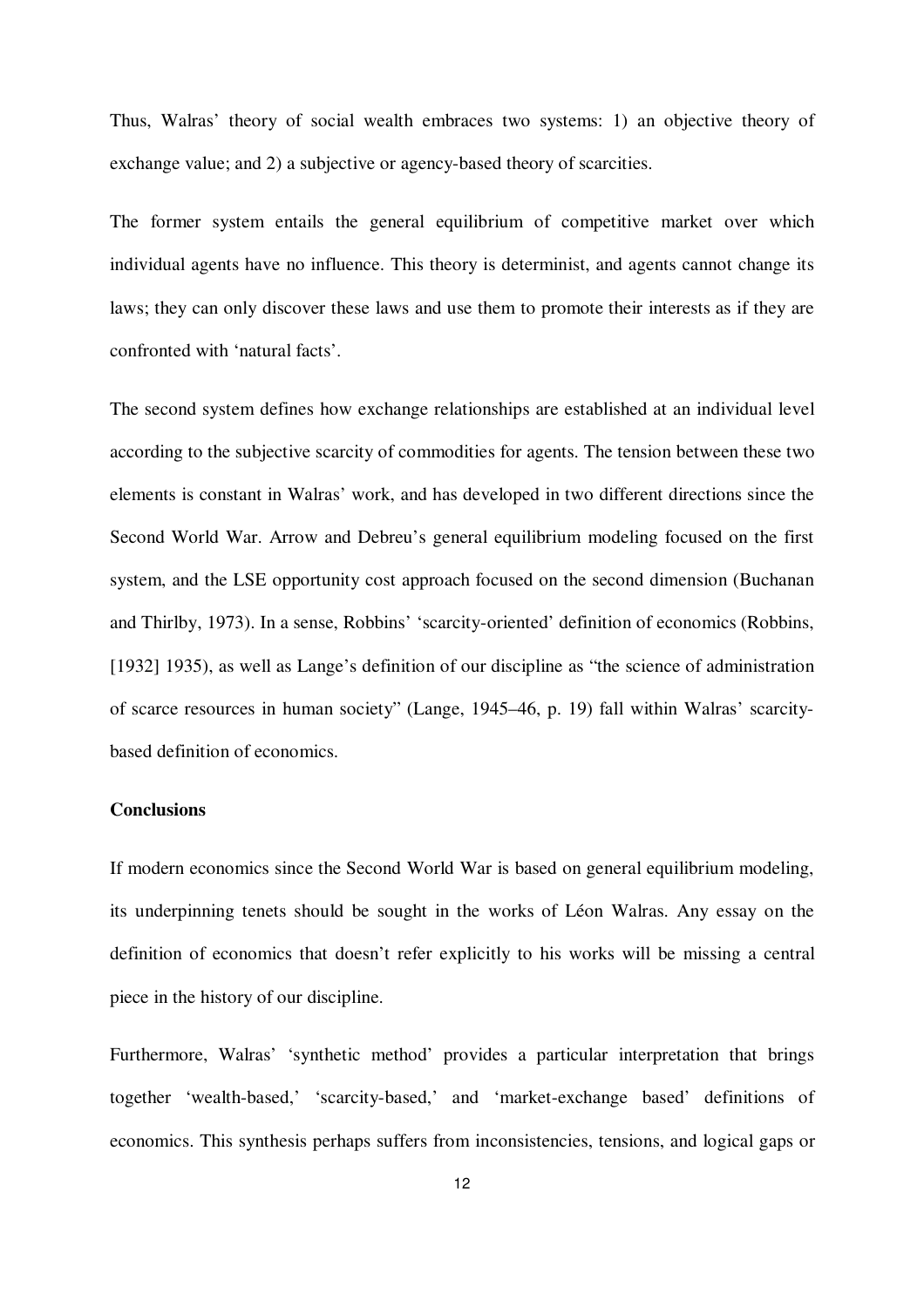Thus, Walras' theory of social wealth embraces two systems: 1) an objective theory of exchange value; and 2) a subjective or agency-based theory of scarcities.

The former system entails the general equilibrium of competitive market over which individual agents have no influence. This theory is determinist, and agents cannot change its laws; they can only discover these laws and use them to promote their interests as if they are confronted with 'natural facts'.

The second system defines how exchange relationships are established at an individual level according to the subjective scarcity of commodities for agents. The tension between these two elements is constant in Walras' work, and has developed in two different directions since the Second World War. Arrow and Debreu's general equilibrium modeling focused on the first system, and the LSE opportunity cost approach focused on the second dimension (Buchanan and Thirlby, 1973). In a sense, Robbins' 'scarcity-oriented' definition of economics (Robbins, [1932] 1935), as well as Lange's definition of our discipline as "the science of administration of scarce resources in human society" (Lange, 1945–46, p. 19) fall within Walras' scarcity-based definition of economics.

## Conclusions

If modern economics since the Second World War is based on general equilibrium modeling, its underpinning tenets should be sought in the works of Léon Walras. Any essay on the definition of economics that doesn't refer explicitly to his works will be missing a central piece in the history of our discipline.

Furthermore, Walras' 'synthetic method' provides a particular interpretation that brings together 'wealth-based,' 'scarcity-based,' and 'market-exchange based' definitions of economics. This synthesis perhaps suffers from inconsistencies, tensions, and logical gaps or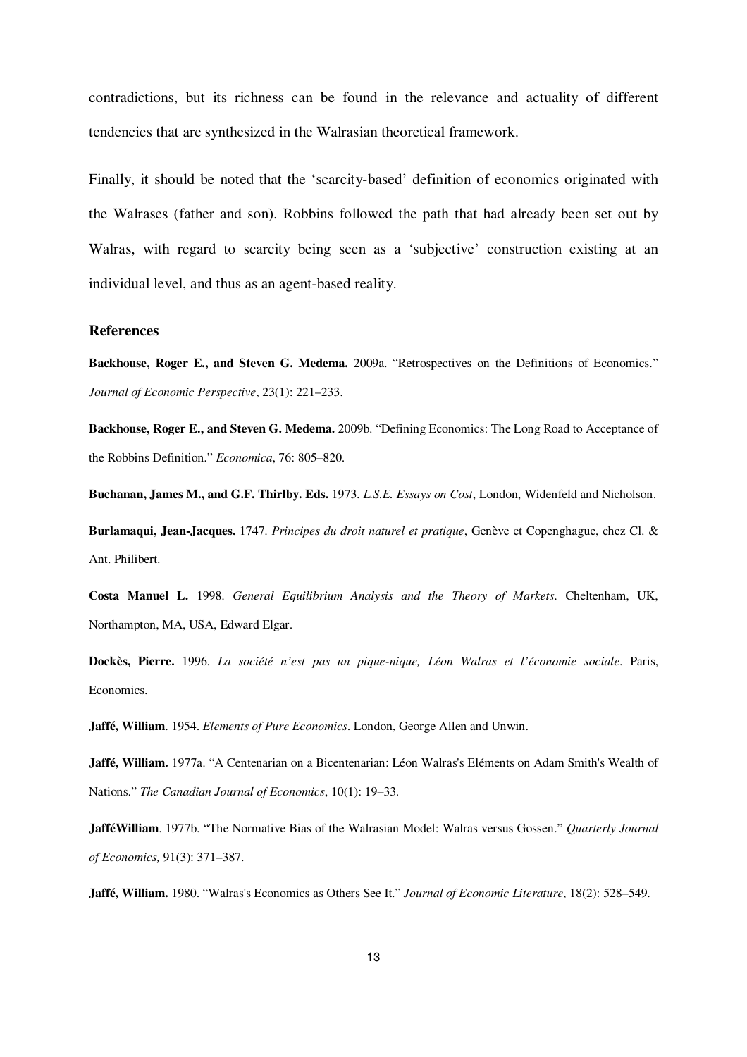contradictions, but its richness can be found in the relevance and actuality of different tendencies that are synthesized in the Walrasian theoretical framework.

Finally, it should be noted that the 'scarcity-based' definition of economics originated with the Walrases (father and son). Robbins followed the path that had already been set out by Walras, with regard to scarcity being seen as a 'subjective' construction existing at an individual level, and thus as an agent-based reality.

## References

**Backhouse, Roger E., and Steven G. Medema.** 2009a. "Retrospectives on the Definitions of Economics." *Journal of Economic Perspective*, 23(1): 221–233.

**Backhouse, Roger E., and Steven G. Medema.** 2009b. "Defining Economics: The Long Road to Acceptance of the Robbins Definition." *Economica*, 76: 805–820.

**Buchanan, James M., and G.F. Thirlby. Eds.** 1973. *L.S.E. Essays on Cost*, London, Widenfeld and Nicholson.

**Burlamaqui, Jean-Jacques.** 1747. *Principes du droit naturel et pratique*, Genève et Copenghague, chez Cl. & Ant. Philibert.

**Costa Manuel L.** 1998. *General Equilibrium Analysis and the Theory of Markets*. Cheltenham, UK, Northampton, MA, USA, Edward Elgar.

**Dockès, Pierre.** 1996. *La société n'est pas un pique-nique, Léon Walras et l'économie sociale*. Paris, Economics.

**Jaffé, William**. 1954. *Elements of Pure Economics*. London, George Allen and Unwin.

**Jaffé, William.** 1977a. "A Centenarian on a Bicentenarian: Léon Walras's Eléments on Adam Smith's Wealth of Nations." *The Canadian Journal of Economics*, 10(1): 19–33.

**JafféWilliam**. 1977b. "The Normative Bias of the Walrasian Model: Walras versus Gossen." *Quarterly Journal of Economics,* 91(3): 371–387.

**Jaffé, William.** 1980. "Walras's Economics as Others See It." *Journal of Economic Literature*, 18(2): 528–549.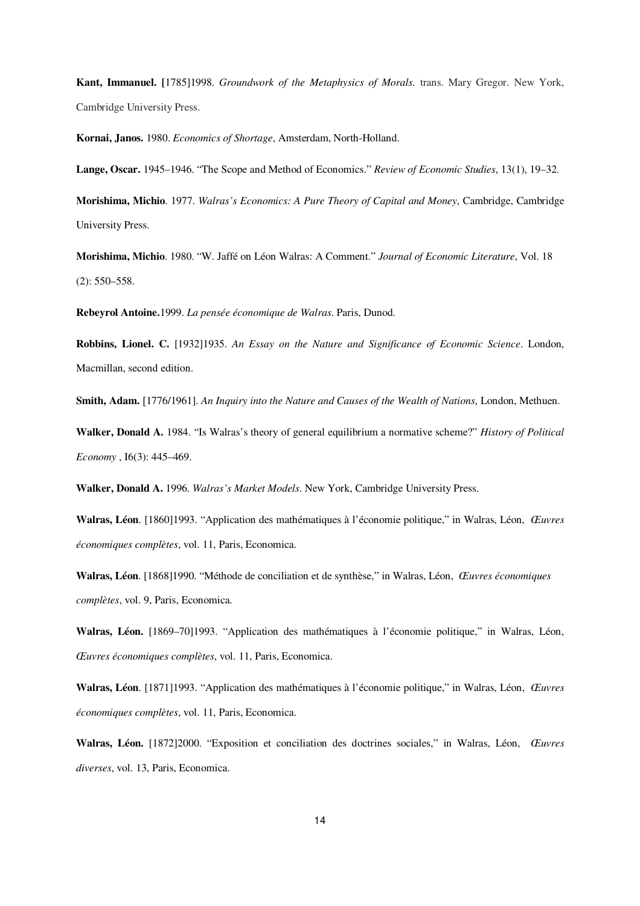**Kant, Immanuel. [**1785]1998. *Groundwork of the Metaphysics of Morals.* trans. Mary Gregor. New York, Cambridge University Press.

**Kornai, Janos.** 1980. *Economics of Shortage*, Amsterdam, North-Holland.

**Lange, Oscar.** 1945–1946. "The Scope and Method of Economics." *Review of Economic Studies*, 13(1), 19–32.

**Morishima, Michio**. 1977. *Walras's Economics: A Pure Theory of Capital and Money*, Cambridge, Cambridge University Press.

**Morishima, Michio**. 1980. "W. Jaffé on Léon Walras: A Comment." *Journal of Economic Literature*, Vol. 18 (2): 550–558.

**Rebeyrol Antoine.**1999. *La pensée économique de Walras*. Paris, Dunod.

**Robbins, Lionel. C.** [1932]1935. *An Essay on the Nature and Significance of Economic Science*. London, Macmillan, second edition.

**Smith, Adam.** [1776/1961]. *An Inquiry into the Nature and Causes of the Wealth of Nations*, London, Methuen.

**Walker, Donald A.** 1984. "Is Walras's theory of general equilibrium a normative scheme?" *History of Political Economy* , I6(3): 445–469.

**Walker, Donald A.** 1996. *Walras's Market Models*. New York, Cambridge University Press.

**Walras, Léon**. [1860]1993. "Application des mathématiques à l'économie politique," in Walras, Léon, *Œuvres économiques complètes*, vol. 11, Paris, Economica.

**Walras, Léon**. [1868]1990. "Méthode de conciliation et de synthèse," in Walras, Léon, *Œuvres économiques complètes*, vol. 9, Paris, Economica.

**Walras, Léon.** [1869–70]1993. "Application des mathématiques à l'économie politique," in Walras, Léon, *Œuvres économiques complètes*, vol. 11, Paris, Economica.

**Walras, Léon**. [1871]1993. "Application des mathématiques à l'économie politique," in Walras, Léon, *Œuvres économiques complètes*, vol. 11, Paris, Economica.

**Walras, Léon.** [1872]2000. "Exposition et conciliation des doctrines sociales," in Walras, Léon, *Œuvres diverses*, vol. 13, Paris, Economica.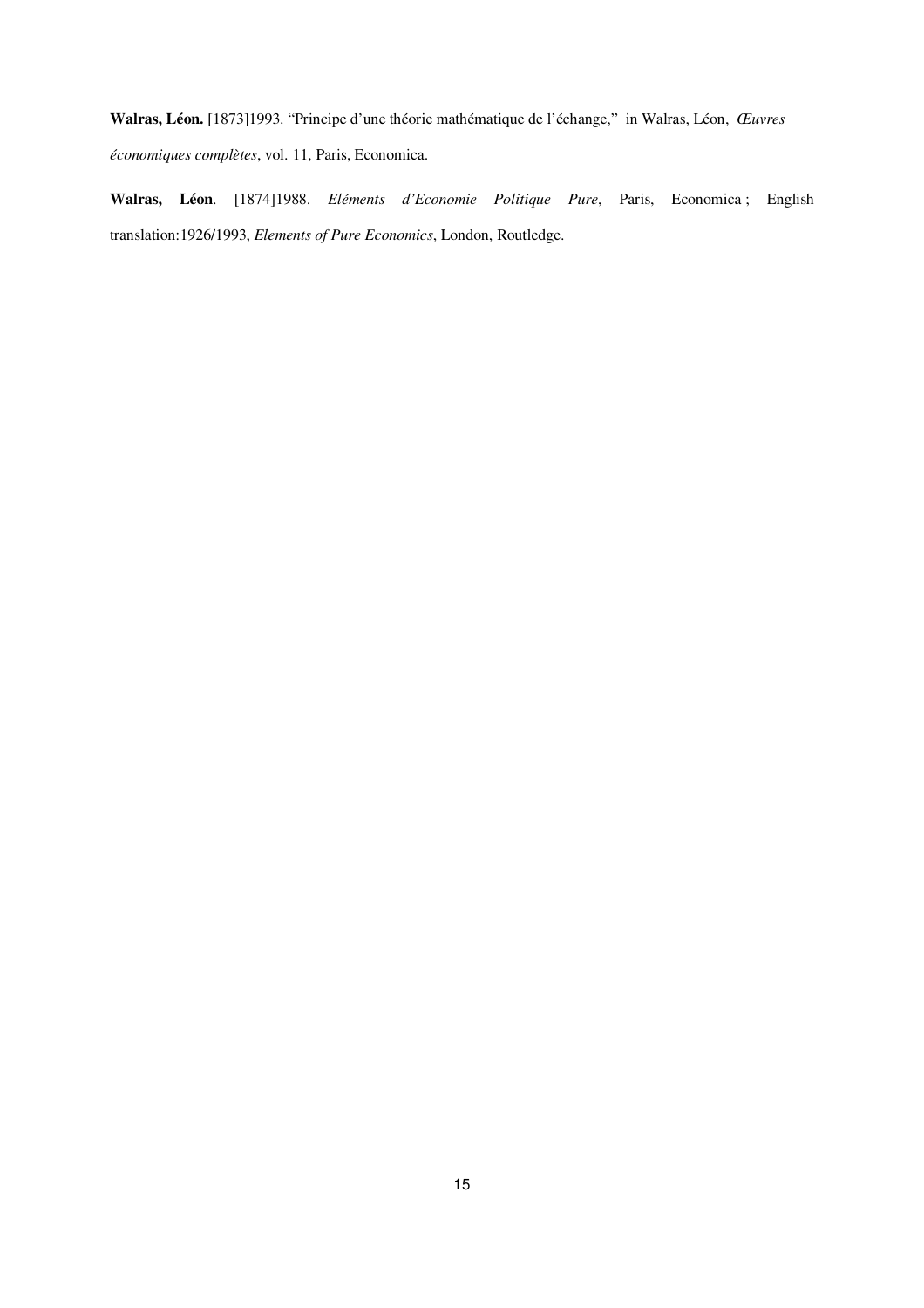**Walras, Léon.** [1873]1993. "Principe d'une théorie mathématique de l'échange," in Walras, Léon, *Œuvres économiques complètes*, vol. 11, Paris, Economica.

**Walras, Léon**. [1874]1988. *Eléments d'Economie Politique Pure*, Paris, Economica ; English translation:1926/1993, *Elements of Pure Economics*, London, Routledge.